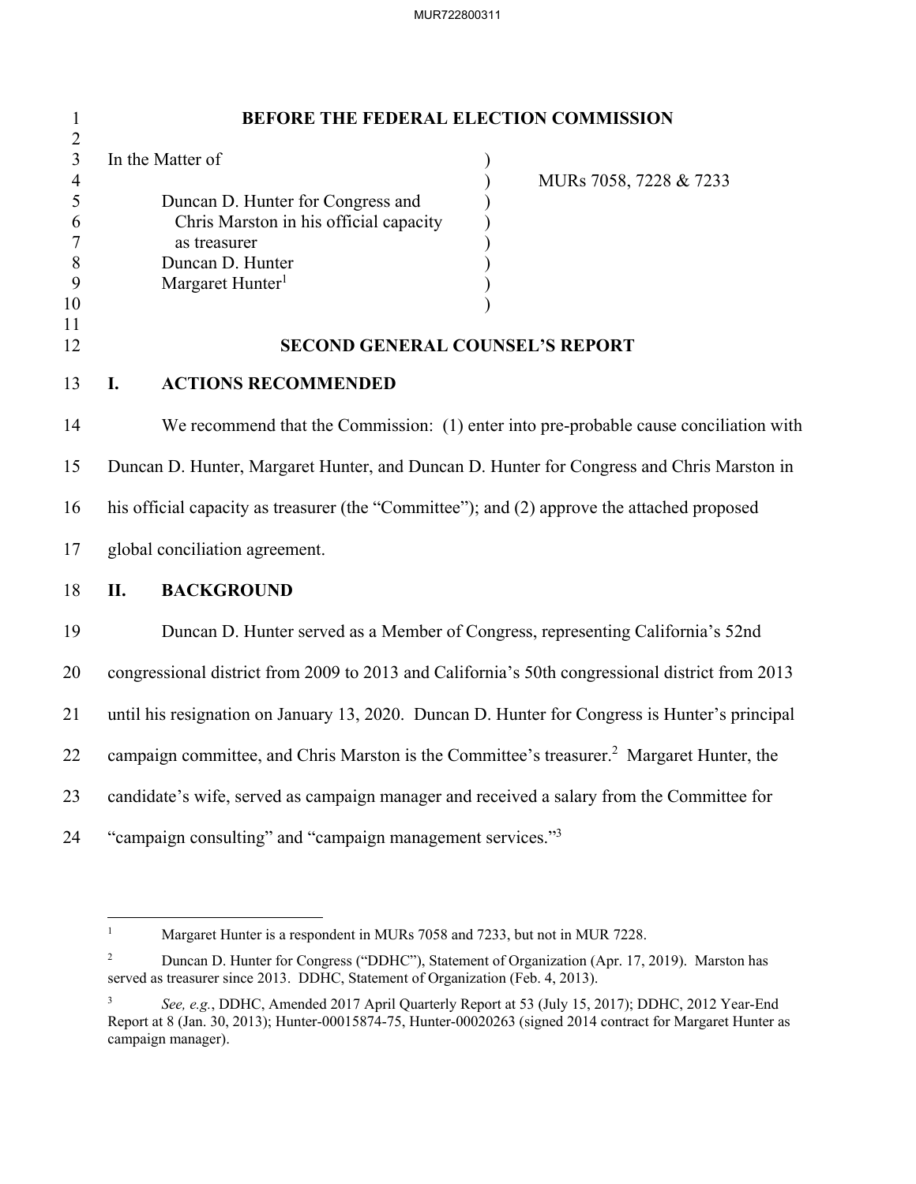**BEFORE THE FEDERAL ELECTION COMMISSION**

| | | |
|---|---|---|
| In the Matter of | ) | |
| | ) | MURs 7058, 7228 & 7233 |
| Duncan D. Hunter for Congress and | ) | |
| Chris Marston in his official capacity | ) | |
| as treasurer | ) | |
| Duncan D. Hunter | ) | |
| Margaret Hunter[1] | ) | |
| | ) | |

**SECOND GENERAL COUNSEL'S REPORT**

## I. ACTIONS RECOMMENDED

We recommend that the Commission: (1) enter into pre-probable cause conciliation with Duncan D. Hunter, Margaret Hunter, and Duncan D. Hunter for Congress and Chris Marston in his official capacity as treasurer (the "Committee"); and (2) approve the attached proposed global conciliation agreement.

## II. BACKGROUND

Duncan D. Hunter served as a Member of Congress, representing California's 52nd congressional district from 2009 to 2013 and California's 50th congressional district from 2013 until his resignation on January 13, 2020. Duncan D. Hunter for Congress is Hunter's principal campaign committee, and Chris Marston is the Committee's treasurer.[2] Margaret Hunter, the candidate's wife, served as campaign manager and received a salary from the Committee for "campaign consulting" and "campaign management services."[3]

---

[1] Margaret Hunter is a respondent in MURs 7058 and 7233, but not in MUR 7228.

[2] Duncan D. Hunter for Congress ("DDHC"), Statement of Organization (Apr. 17, 2019). Marston has served as treasurer since 2013. DDHC, Statement of Organization (Feb. 4, 2013).

[3] *See, e.g.*, DDHC, Amended 2017 April Quarterly Report at 53 (July 15, 2017); DDHC, 2012 Year-End Report at 8 (Jan. 30, 2013); Hunter-00015874-75, Hunter-00020263 (signed 2014 contract for Margaret Hunter as campaign manager).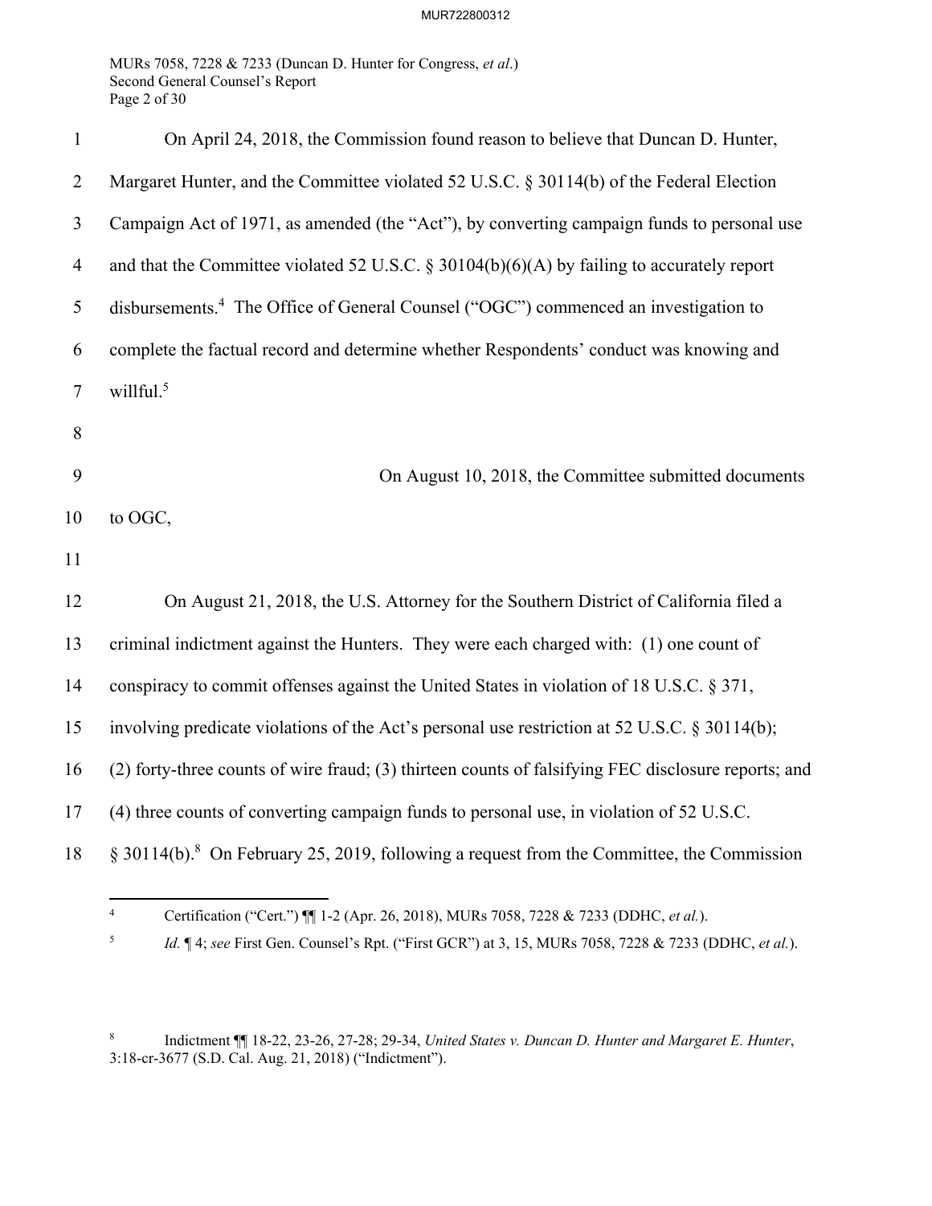On April 24, 2018, the Commission found reason to believe that Duncan D. Hunter, Margaret Hunter, and the Committee violated 52 U.S.C. § 30114(b) of the Federal Election Campaign Act of 1971, as amended (the "Act"), by converting campaign funds to personal use and that the Committee violated 52 U.S.C. § 30104(b)(6)(A) by failing to accurately report disbursements.[4] The Office of General Counsel ("OGC") commenced an investigation to complete the factual record and determine whether Respondents' conduct was knowing and willful.[5]

On August 10, 2018, the Committee submitted documents to OGC,

On August 21, 2018, the U.S. Attorney for the Southern District of California filed a criminal indictment against the Hunters. They were each charged with: (1) one count of conspiracy to commit offenses against the United States in violation of 18 U.S.C. § 371, involving predicate violations of the Act's personal use restriction at 52 U.S.C. § 30114(b); (2) forty-three counts of wire fraud; (3) thirteen counts of falsifying FEC disclosure reports; and (4) three counts of converting campaign funds to personal use, in violation of 52 U.S.C. § 30114(b).[8] On February 25, 2019, following a request from the Committee, the Commission

---

[4] Certification ("Cert.") ¶¶ 1-2 (Apr. 26, 2018), MURs 7058, 7228 & 7233 (DDHC, *et al.*).

[5] *Id.* ¶ 4; *see* First Gen. Counsel's Rpt. ("First GCR") at 3, 15, MURs 7058, 7228 & 7233 (DDHC, *et al.*).

[8] Indictment ¶¶ 18-22, 23-26, 27-28; 29-34, *United States v. Duncan D. Hunter and Margaret E. Hunter*, 3:18-cr-3677 (S.D. Cal. Aug. 21, 2018) ("Indictment").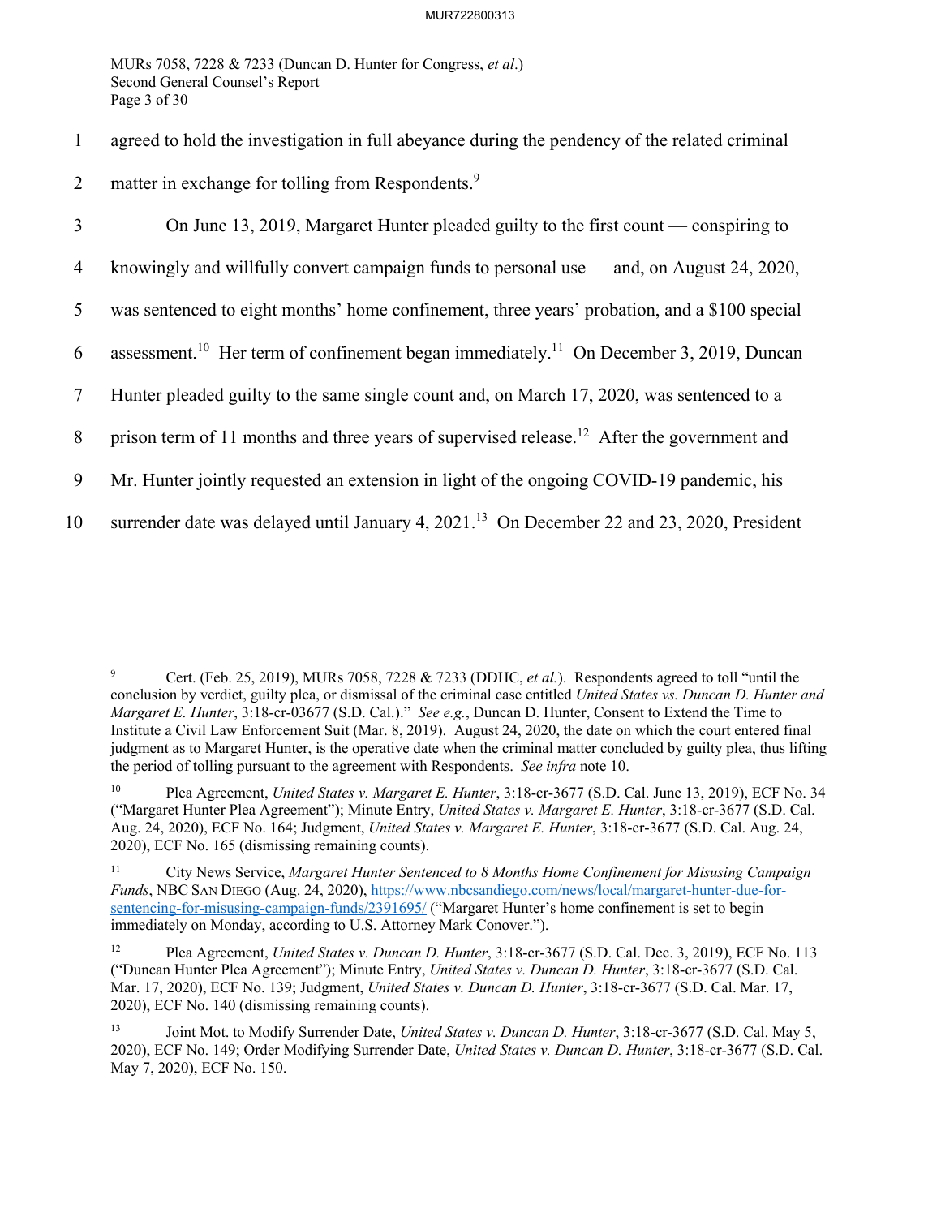agreed to hold the investigation in full abeyance during the pendency of the related criminal matter in exchange for tolling from Respondents.[9]

On June 13, 2019, Margaret Hunter pleaded guilty to the first count — conspiring to knowingly and willfully convert campaign funds to personal use — and, on August 24, 2020, was sentenced to eight months' home confinement, three years' probation, and a $100 special assessment.[10] Her term of confinement began immediately.[11] On December 3, 2019, Duncan Hunter pleaded guilty to the same single count and, on March 17, 2020, was sentenced to a prison term of 11 months and three years of supervised release.[12] After the government and Mr. Hunter jointly requested an extension in light of the ongoing COVID-19 pandemic, his surrender date was delayed until January 4, 2021.[13] On December 22 and 23, 2020, President

---

[9] Cert. (Feb. 25, 2019), MURs 7058, 7228 & 7233 (DDHC, *et al.*). Respondents agreed to toll "until the conclusion by verdict, guilty plea, or dismissal of the criminal case entitled *United States vs. Duncan D. Hunter and Margaret E. Hunter*, 3:18-cr-03677 (S.D. Cal.)." *See e.g.*, Duncan D. Hunter, Consent to Extend the Time to Institute a Civil Law Enforcement Suit (Mar. 8, 2019). August 24, 2020, the date on which the court entered final judgment as to Margaret Hunter, is the operative date when the criminal matter concluded by guilty plea, thus lifting the period of tolling pursuant to the agreement with Respondents. *See infra* note 10.

[10] Plea Agreement, *United States v. Margaret E. Hunter*, 3:18-cr-3677 (S.D. Cal. June 13, 2019), ECF No. 34 ("Margaret Hunter Plea Agreement"); Minute Entry, *United States v. Margaret E. Hunter*, 3:18-cr-3677 (S.D. Cal. Aug. 24, 2020), ECF No. 164; Judgment, *United States v. Margaret E. Hunter*, 3:18-cr-3677 (S.D. Cal. Aug. 24, 2020), ECF No. 165 (dismissing remaining counts).

[11] City News Service, *Margaret Hunter Sentenced to 8 Months Home Confinement for Misusing Campaign Funds*, NBC SAN DIEGO (Aug. 24, 2020), https://www.nbcsandiego.com/news/local/margaret-hunter-due-for-sentencing-for-misusing-campaign-funds/2391695/ ("Margaret Hunter's home confinement is set to begin immediately on Monday, according to U.S. Attorney Mark Conover.").

[12] Plea Agreement, *United States v. Duncan D. Hunter*, 3:18-cr-3677 (S.D. Cal. Dec. 3, 2019), ECF No. 113 ("Duncan Hunter Plea Agreement"); Minute Entry, *United States v. Duncan D. Hunter*, 3:18-cr-3677 (S.D. Cal. Mar. 17, 2020), ECF No. 139; Judgment, *United States v. Duncan D. Hunter*, 3:18-cr-3677 (S.D. Cal. Mar. 17, 2020), ECF No. 140 (dismissing remaining counts).

[13] Joint Mot. to Modify Surrender Date, *United States v. Duncan D. Hunter*, 3:18-cr-3677 (S.D. Cal. May 5, 2020), ECF No. 149; Order Modifying Surrender Date, *United States v. Duncan D. Hunter*, 3:18-cr-3677 (S.D. Cal. May 7, 2020), ECF No. 150.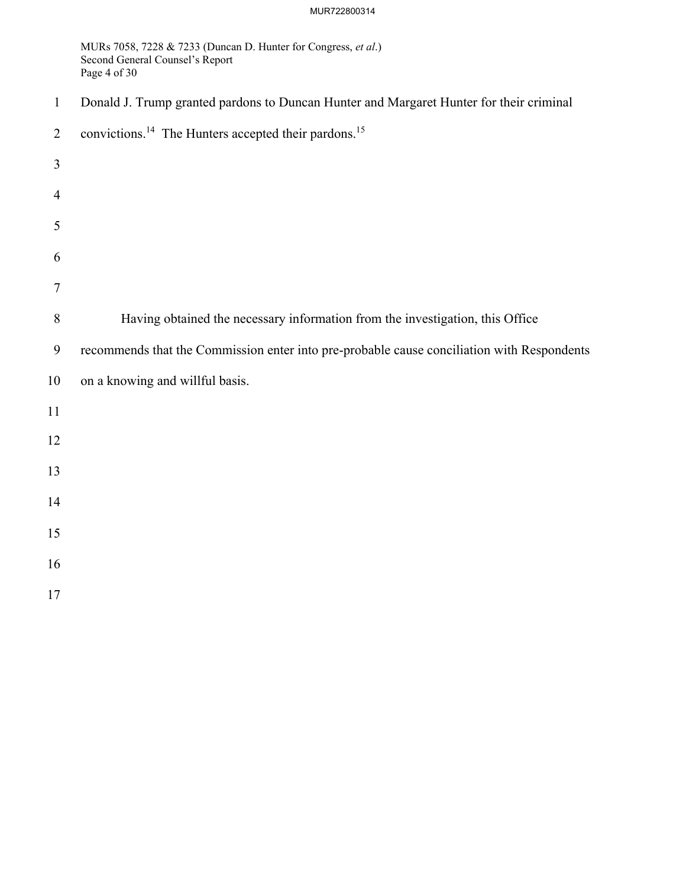Donald J. Trump granted pardons to Duncan Hunter and Margaret Hunter for their criminal convictions.[14] The Hunters accepted their pardons.[15]

Having obtained the necessary information from the investigation, this Office recommends that the Commission enter into pre-probable cause conciliation with Respondents on a knowing and willful basis.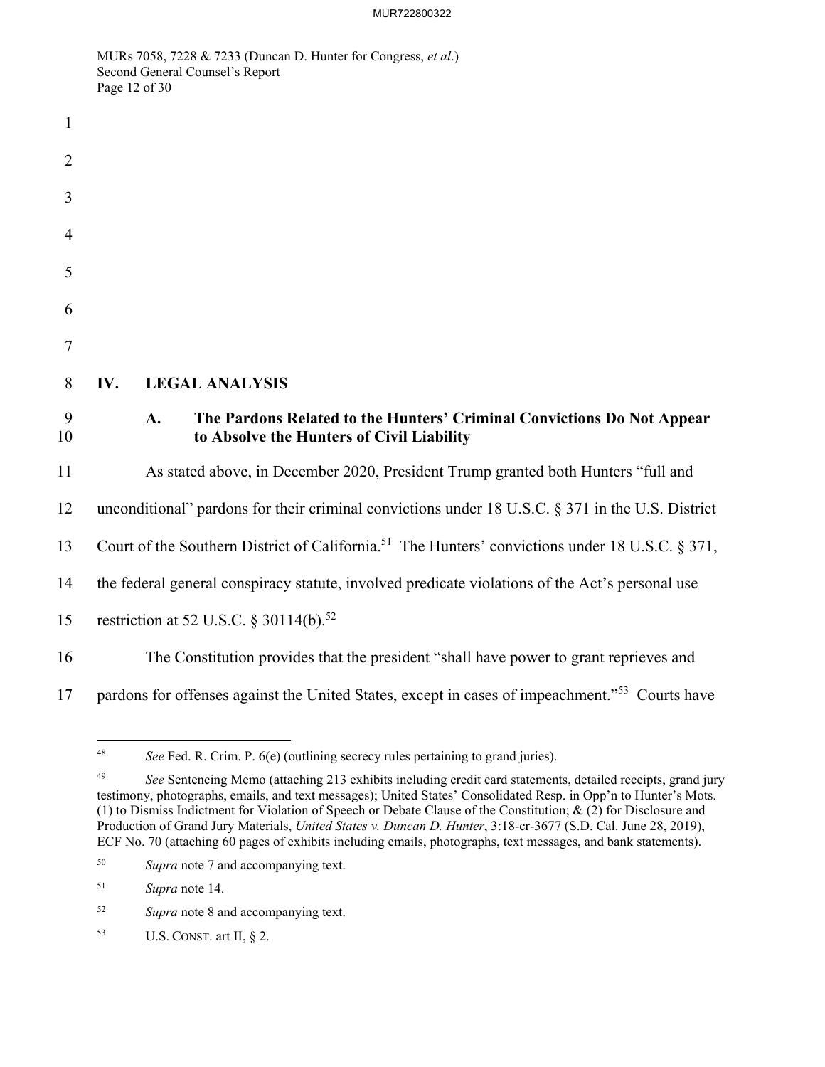## IV. LEGAL ANALYSIS

### A. The Pardons Related to the Hunters' Criminal Convictions Do Not Appear to Absolve the Hunters of Civil Liability

As stated above, in December 2020, President Trump granted both Hunters "full and unconditional" pardons for their criminal convictions under 18 U.S.C. § 371 in the U.S. District Court of the Southern District of California.[51] The Hunters' convictions under 18 U.S.C. § 371, the federal general conspiracy statute, involved predicate violations of the Act's personal use restriction at 52 U.S.C. § 30114(b).[52]

The Constitution provides that the president "shall have power to grant reprieves and pardons for offenses against the United States, except in cases of impeachment."[53] Courts have

---

[48] *See* Fed. R. Crim. P. 6(e) (outlining secrecy rules pertaining to grand juries).

[49] *See* Sentencing Memo (attaching 213 exhibits including credit card statements, detailed receipts, grand jury testimony, photographs, emails, and text messages); United States' Consolidated Resp. in Opp'n to Hunter's Mots. (1) to Dismiss Indictment for Violation of Speech or Debate Clause of the Constitution; & (2) for Disclosure and Production of Grand Jury Materials, *United States v. Duncan D. Hunter*, 3:18-cr-3677 (S.D. Cal. June 28, 2019), ECF No. 70 (attaching 60 pages of exhibits including emails, photographs, text messages, and bank statements).

[50] *Supra* note 7 and accompanying text.

[51] *Supra* note 14.

[52] *Supra* note 8 and accompanying text.

[53] U.S. CONST. art II, § 2.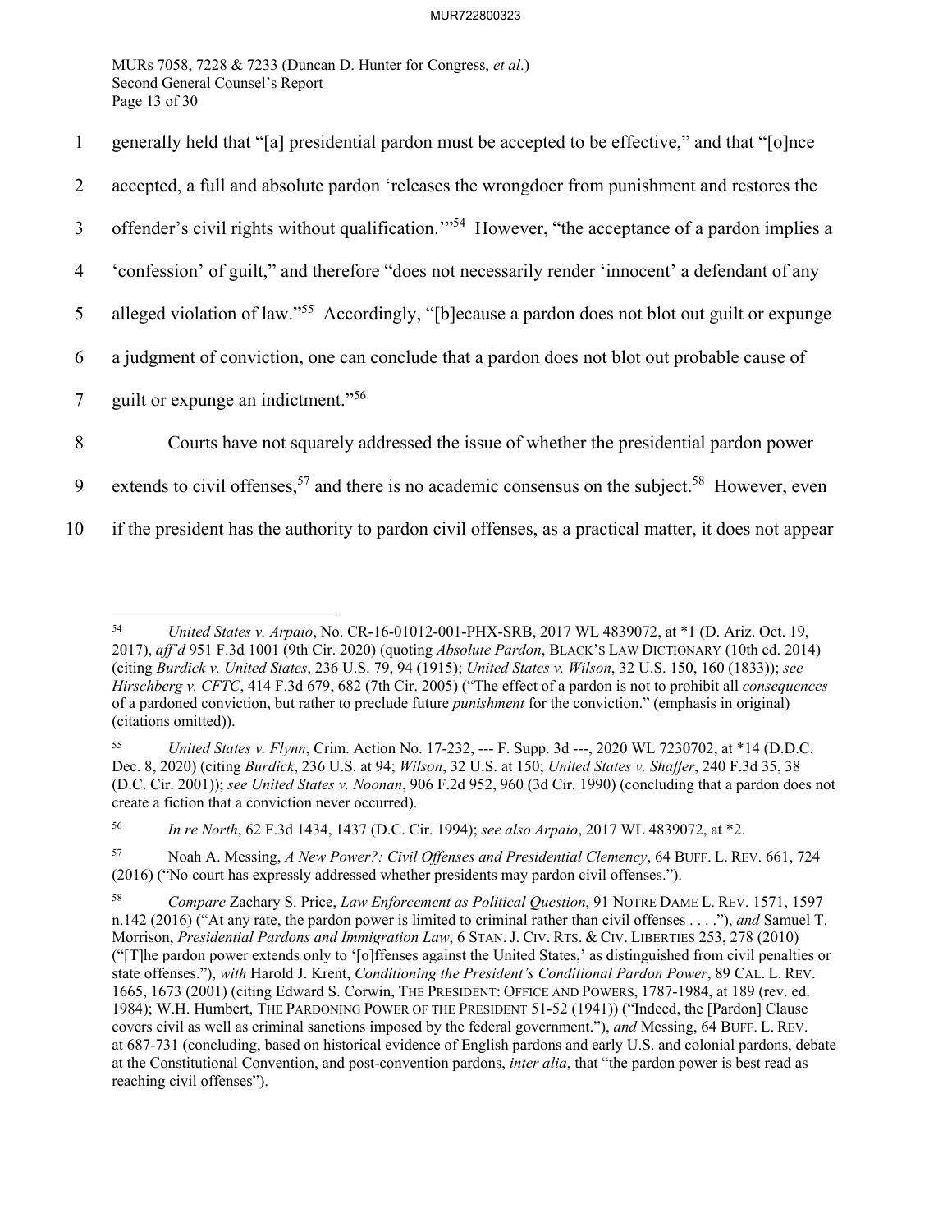generally held that "[a] presidential pardon must be accepted to be effective," and that "[o]nce accepted, a full and absolute pardon 'releases the wrongdoer from punishment and restores the offender's civil rights without qualification.'"[54] However, "the acceptance of a pardon implies a 'confession' of guilt," and therefore "does not necessarily render 'innocent' a defendant of any alleged violation of law."[55] Accordingly, "[b]ecause a pardon does not blot out guilt or expunge a judgment of conviction, one can conclude that a pardon does not blot out probable cause of guilt or expunge an indictment."[56]

Courts have not squarely addressed the issue of whether the presidential pardon power extends to civil offenses,[57] and there is no academic consensus on the subject.[58] However, even if the president has the authority to pardon civil offenses, as a practical matter, it does not appear

---

[54] *United States v. Arpaio*, No. CR-16-01012-001-PHX-SRB, 2017 WL 4839072, at *1 (D. Ariz. Oct. 19, 2017), *aff'd* 951 F.3d 1001 (9th Cir. 2020) (quoting *Absolute Pardon*, BLACK'S LAW DICTIONARY (10th ed. 2014) (citing *Burdick v. United States*, 236 U.S. 79, 94 (1915); *United States v. Wilson*, 32 U.S. 150, 160 (1833)); *see Hirschberg v. CFTC*, 414 F.3d 679, 682 (7th Cir. 2005) ("The effect of a pardon is not to prohibit all *consequences* of a pardoned conviction, but rather to preclude future *punishment* for the conviction." (emphasis in original) (citations omitted)).

[55] *United States v. Flynn*, Crim. Action No. 17-232, --- F. Supp. 3d ---, 2020 WL 7230702, at *14 (D.D.C. Dec. 8, 2020) (citing *Burdick*, 236 U.S. at 94; *Wilson*, 32 U.S. at 150; *United States v. Shaffer*, 240 F.3d 35, 38 (D.C. Cir. 2001)); *see United States v. Noonan*, 906 F.2d 952, 960 (3d Cir. 1990) (concluding that a pardon does not create a fiction that a conviction never occurred).

[56] *In re North*, 62 F.3d 1434, 1437 (D.C. Cir. 1994); *see also Arpaio*, 2017 WL 4839072, at *2.

[57] Noah A. Messing, *A New Power?: Civil Offenses and Presidential Clemency*, 64 BUFF. L. REV. 661, 724 (2016) ("No court has expressly addressed whether presidents may pardon civil offenses.").

[58] *Compare* Zachary S. Price, *Law Enforcement as Political Question*, 91 NOTRE DAME L. REV. 1571, 1597 n.142 (2016) ("At any rate, the pardon power is limited to criminal rather than civil offenses . . . ."), *and* Samuel T. Morrison, *Presidential Pardons and Immigration Law*, 6 STAN. J. CIV. RTS. & CIV. LIBERTIES 253, 278 (2010) ("[T]he pardon power extends only to '[o]ffenses against the United States,' as distinguished from civil penalties or state offenses."), *with* Harold J. Krent, *Conditioning the President's Conditional Pardon Power*, 89 CAL. L. REV. 1665, 1673 (2001) (citing Edward S. Corwin, THE PRESIDENT: OFFICE AND POWERS, 1787-1984, at 189 (rev. ed. 1984); W.H. Humbert, THE PARDONING POWER OF THE PRESIDENT 51-52 (1941)) ("Indeed, the [Pardon] Clause covers civil as well as criminal sanctions imposed by the federal government."), *and* Messing, 64 BUFF. L. REV. at 687-731 (concluding, based on historical evidence of English pardons and early U.S. and colonial pardons, debate at the Constitutional Convention, and post-convention pardons, *inter alia*, that "the pardon power is best read as reaching civil offenses").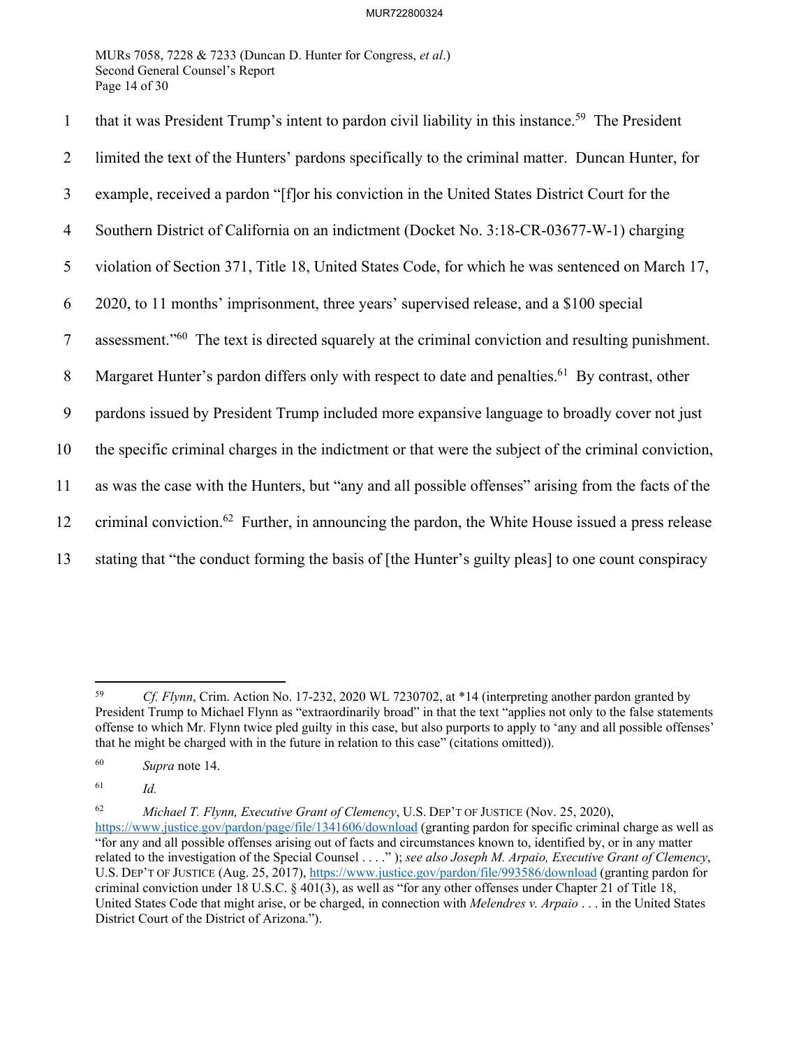that it was President Trump's intent to pardon civil liability in this instance.[59] The President limited the text of the Hunters' pardons specifically to the criminal matter. Duncan Hunter, for example, received a pardon "[f]or his conviction in the United States District Court for the Southern District of California on an indictment (Docket No. 3:18-CR-03677-W-1) charging violation of Section 371, Title 18, United States Code, for which he was sentenced on March 17, 2020, to 11 months' imprisonment, three years' supervised release, and a $100 special assessment."[60] The text is directed squarely at the criminal conviction and resulting punishment. Margaret Hunter's pardon differs only with respect to date and penalties.[61] By contrast, other pardons issued by President Trump included more expansive language to broadly cover not just the specific criminal charges in the indictment or that were the subject of the criminal conviction, as was the case with the Hunters, but "any and all possible offenses" arising from the facts of the criminal conviction.[62] Further, in announcing the pardon, the White House issued a press release stating that "the conduct forming the basis of [the Hunter's guilty pleas] to one count conspiracy

---

[59] *Cf. Flynn*, Crim. Action No. 17-232, 2020 WL 7230702, at *14 (interpreting another pardon granted by President Trump to Michael Flynn as "extraordinarily broad" in that the text "applies not only to the false statements offense to which Mr. Flynn twice pled guilty in this case, but also purports to apply to 'any and all possible offenses' that he might be charged with in the future in relation to this case" (citations omitted)).

[60] *Supra* note 14.

[61] *Id.*

[62] *Michael T. Flynn, Executive Grant of Clemency*, U.S. DEP'T OF JUSTICE (Nov. 25, 2020), https://www.justice.gov/pardon/page/file/1341606/download (granting pardon for specific criminal charge as well as "for any and all possible offenses arising out of facts and circumstances known to, identified by, or in any matter related to the investigation of the Special Counsel . . . ." ); *see also Joseph M. Arpaio, Executive Grant of Clemency*, U.S. DEP'T OF JUSTICE (Aug. 25, 2017), https://www.justice.gov/pardon/file/993586/download (granting pardon for criminal conviction under 18 U.S.C. § 401(3), as well as "for any other offenses under Chapter 21 of Title 18, United States Code that might arise, or be charged, in connection with *Melendres v. Arpaio* . . . in the United States District Court of the District of Arizona.").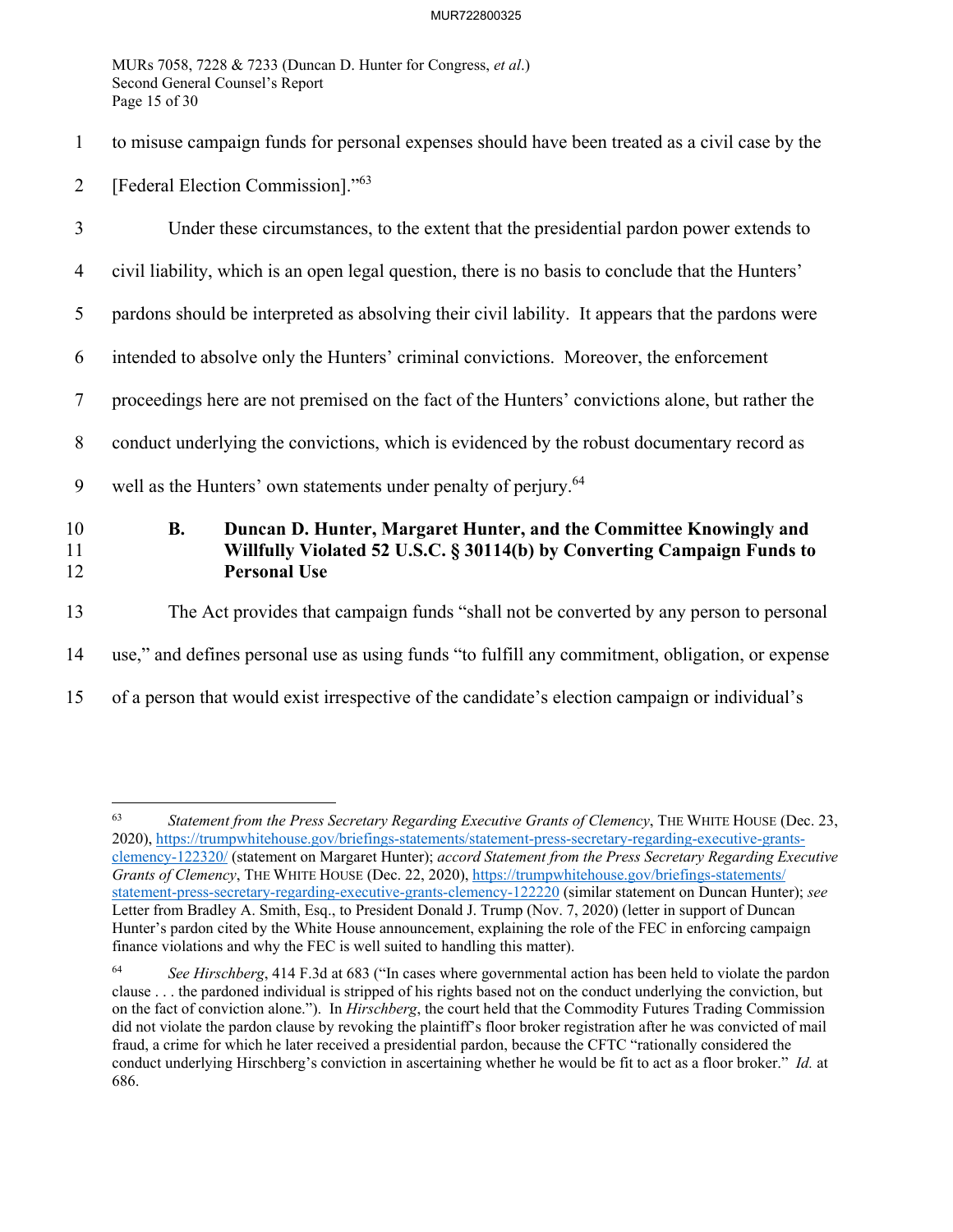to misuse campaign funds for personal expenses should have been treated as a civil case by the [Federal Election Commission]."[63]

Under these circumstances, to the extent that the presidential pardon power extends to civil liability, which is an open legal question, there is no basis to conclude that the Hunters' pardons should be interpreted as absolving their civil lability. It appears that the pardons were intended to absolve only the Hunters' criminal convictions. Moreover, the enforcement proceedings here are not premised on the fact of the Hunters' convictions alone, but rather the conduct underlying the convictions, which is evidenced by the robust documentary record as well as the Hunters' own statements under penalty of perjury.[64]

### B. Duncan D. Hunter, Margaret Hunter, and the Committee Knowingly and Willfully Violated 52 U.S.C. § 30114(b) by Converting Campaign Funds to Personal Use

The Act provides that campaign funds "shall not be converted by any person to personal use," and defines personal use as using funds "to fulfill any commitment, obligation, or expense of a person that would exist irrespective of the candidate's election campaign or individual's

---

[63] *Statement from the Press Secretary Regarding Executive Grants of Clemency*, THE WHITE HOUSE (Dec. 23, 2020), https://trumpwhitehouse.gov/briefings-statements/statement-press-secretary-regarding-executive-grants-clemency-122320/ (statement on Margaret Hunter); *accord Statement from the Press Secretary Regarding Executive Grants of Clemency*, THE WHITE HOUSE (Dec. 22, 2020), https://trumpwhitehouse.gov/briefings-statements/statement-press-secretary-regarding-executive-grants-clemency-122220 (similar statement on Duncan Hunter); *see* Letter from Bradley A. Smith, Esq., to President Donald J. Trump (Nov. 7, 2020) (letter in support of Duncan Hunter's pardon cited by the White House announcement, explaining the role of the FEC in enforcing campaign finance violations and why the FEC is well suited to handling this matter).

[64] *See Hirschberg*, 414 F.3d at 683 ("In cases where governmental action has been held to violate the pardon clause . . . the pardoned individual is stripped of his rights based not on the conduct underlying the conviction, but on the fact of conviction alone."). In *Hirschberg*, the court held that the Commodity Futures Trading Commission did not violate the pardon clause by revoking the plaintiff's floor broker registration after he was convicted of mail fraud, a crime for which he later received a presidential pardon, because the CFTC "rationally considered the conduct underlying Hirschberg's conviction in ascertaining whether he would be fit to act as a floor broker." *Id.* at 686.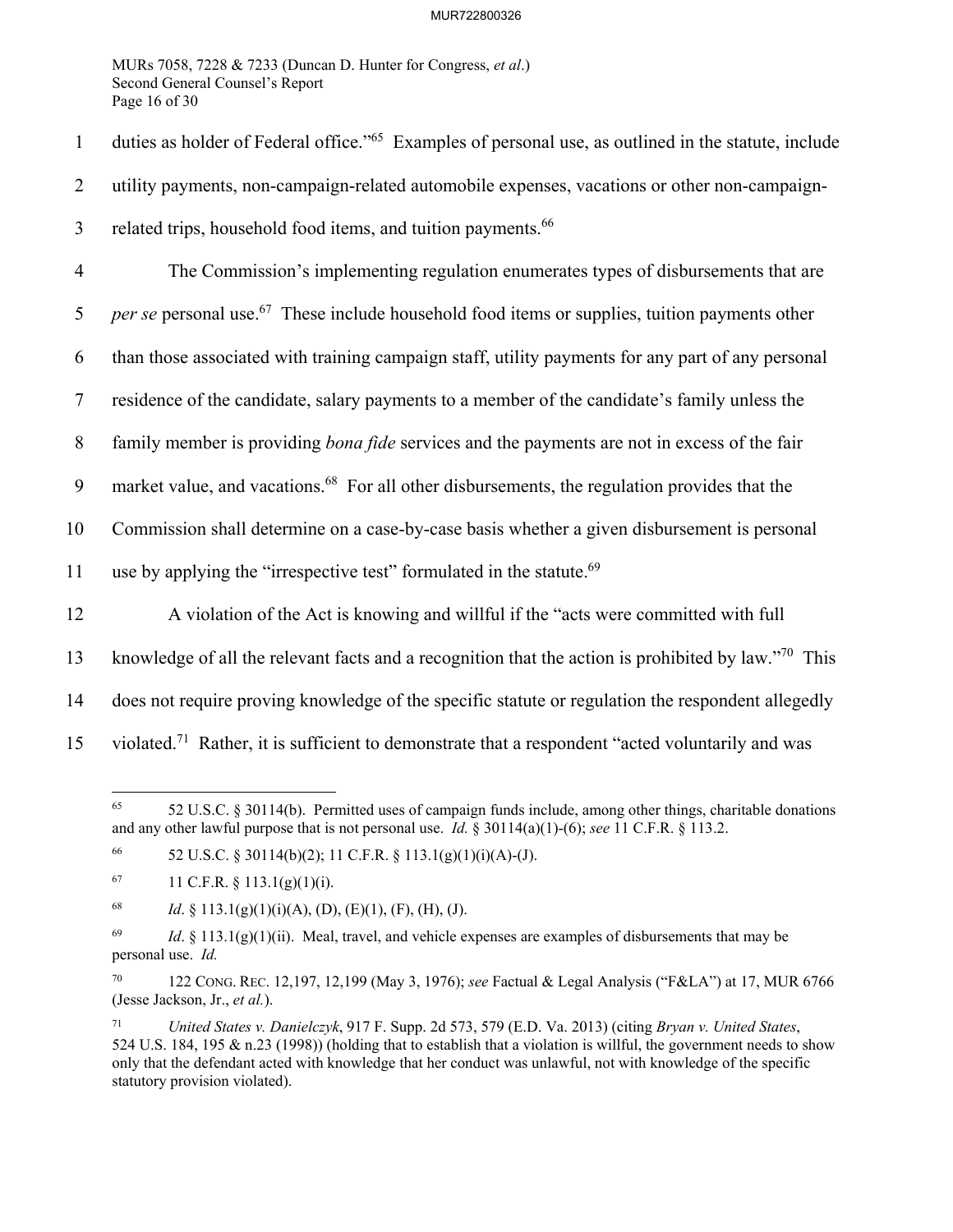duties as holder of Federal office."[65] Examples of personal use, as outlined in the statute, include utility payments, non-campaign-related automobile expenses, vacations or other non-campaign-related trips, household food items, and tuition payments.[66]

The Commission's implementing regulation enumerates types of disbursements that are *per se* personal use.[67] These include household food items or supplies, tuition payments other than those associated with training campaign staff, utility payments for any part of any personal residence of the candidate, salary payments to a member of the candidate's family unless the family member is providing *bona fide* services and the payments are not in excess of the fair market value, and vacations.[68] For all other disbursements, the regulation provides that the Commission shall determine on a case-by-case basis whether a given disbursement is personal use by applying the "irrespective test" formulated in the statute.[69]

A violation of the Act is knowing and willful if the "acts were committed with full knowledge of all the relevant facts and a recognition that the action is prohibited by law."[70] This does not require proving knowledge of the specific statute or regulation the respondent allegedly violated.[71] Rather, it is sufficient to demonstrate that a respondent "acted voluntarily and was

---

[65] 52 U.S.C. § 30114(b). Permitted uses of campaign funds include, among other things, charitable donations and any other lawful purpose that is not personal use. *Id.* § 30114(a)(1)-(6); *see* 11 C.F.R. § 113.2.

[66] 52 U.S.C. § 30114(b)(2); 11 C.F.R. § 113.1(g)(1)(i)(A)-(J).

[67] 11 C.F.R. § 113.1(g)(1)(i).

[68] *Id*. § 113.1(g)(1)(i)(A), (D), (E)(1), (F), (H), (J).

[69] *Id*. § 113.1(g)(1)(ii). Meal, travel, and vehicle expenses are examples of disbursements that may be personal use. *Id.*

[70] 122 CONG. REC. 12,197, 12,199 (May 3, 1976); *see* Factual & Legal Analysis ("F&LA") at 17, MUR 6766 (Jesse Jackson, Jr., *et al.*).

[71] *United States v. Danielczyk*, 917 F. Supp. 2d 573, 579 (E.D. Va. 2013) (citing *Bryan v. United States*, 524 U.S. 184, 195 & n.23 (1998)) (holding that to establish that a violation is willful, the government needs to show only that the defendant acted with knowledge that her conduct was unlawful, not with knowledge of the specific statutory provision violated).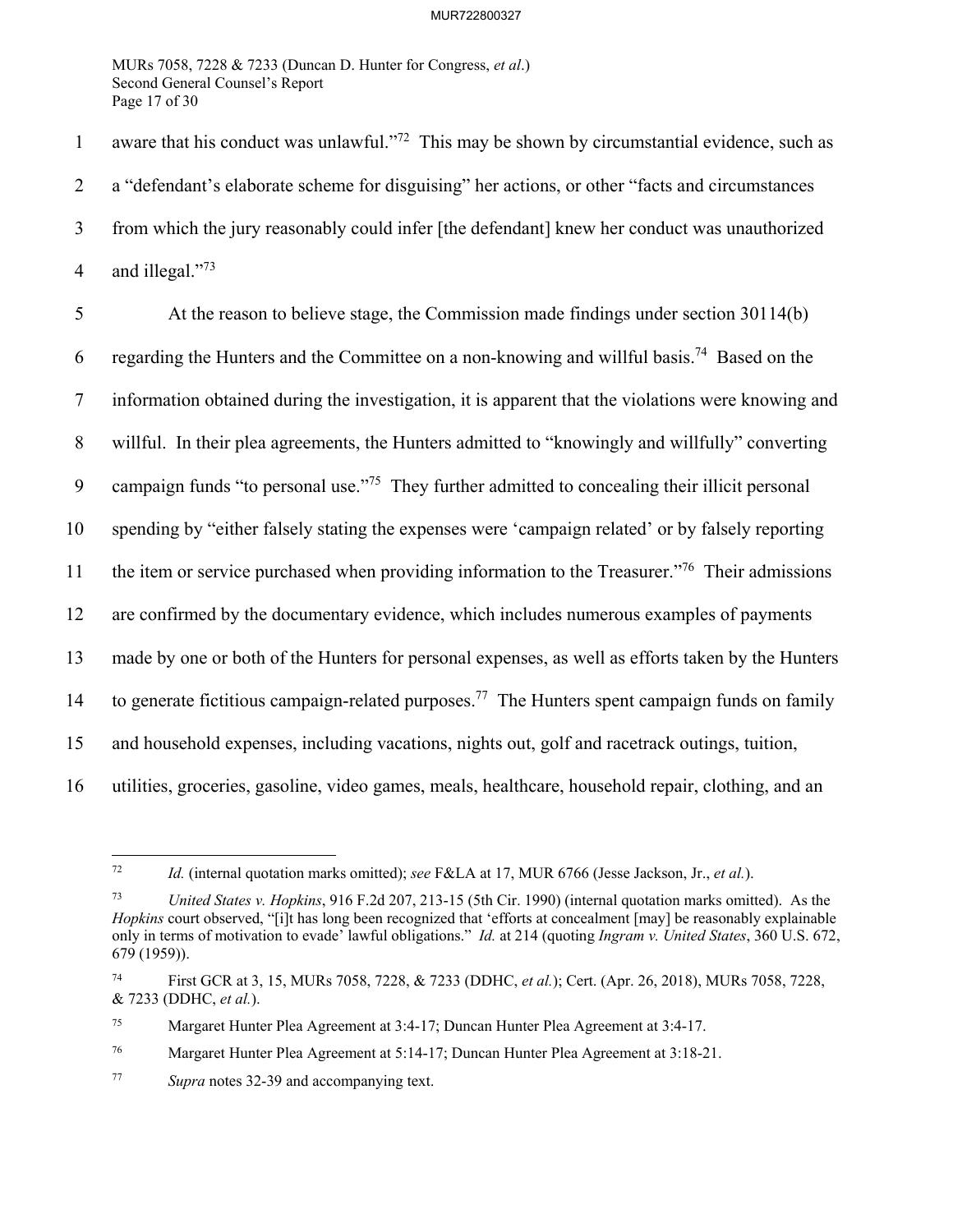aware that his conduct was unlawful."[72] This may be shown by circumstantial evidence, such as a "defendant's elaborate scheme for disguising" her actions, or other "facts and circumstances from which the jury reasonably could infer [the defendant] knew her conduct was unauthorized and illegal."[73]

At the reason to believe stage, the Commission made findings under section 30114(b) regarding the Hunters and the Committee on a non-knowing and willful basis.[74] Based on the information obtained during the investigation, it is apparent that the violations were knowing and willful. In their plea agreements, the Hunters admitted to "knowingly and willfully" converting campaign funds "to personal use."[75] They further admitted to concealing their illicit personal spending by "either falsely stating the expenses were 'campaign related' or by falsely reporting the item or service purchased when providing information to the Treasurer."[76] Their admissions are confirmed by the documentary evidence, which includes numerous examples of payments made by one or both of the Hunters for personal expenses, as well as efforts taken by the Hunters to generate fictitious campaign-related purposes.[77] The Hunters spent campaign funds on family and household expenses, including vacations, nights out, golf and racetrack outings, tuition, utilities, groceries, gasoline, video games, meals, healthcare, household repair, clothing, and an

---

[72] *Id.* (internal quotation marks omitted); *see* F&LA at 17, MUR 6766 (Jesse Jackson, Jr., *et al.*).

[73] *United States v. Hopkins*, 916 F.2d 207, 213-15 (5th Cir. 1990) (internal quotation marks omitted). As the *Hopkins* court observed, "[i]t has long been recognized that 'efforts at concealment [may] be reasonably explainable only in terms of motivation to evade' lawful obligations." *Id.* at 214 (quoting *Ingram v. United States*, 360 U.S. 672, 679 (1959)).

[74] First GCR at 3, 15, MURs 7058, 7228, & 7233 (DDHC, *et al.*); Cert. (Apr. 26, 2018), MURs 7058, 7228, & 7233 (DDHC, *et al.*).

[75] Margaret Hunter Plea Agreement at 3:4-17; Duncan Hunter Plea Agreement at 3:4-17.

[76] Margaret Hunter Plea Agreement at 5:14-17; Duncan Hunter Plea Agreement at 3:18-21.

[77] *Supra* notes 32-39 and accompanying text.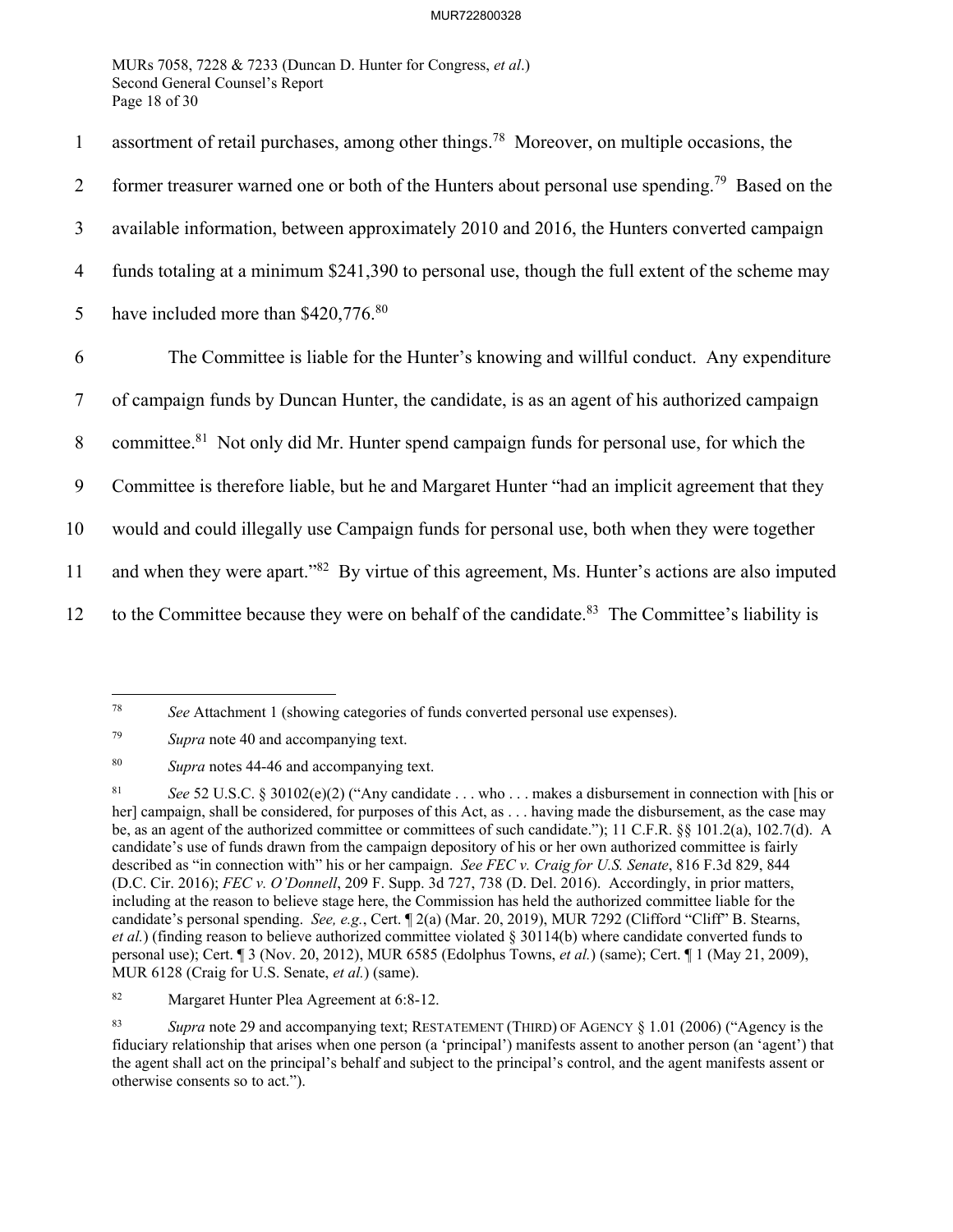assortment of retail purchases, among other things.[78] Moreover, on multiple occasions, the former treasurer warned one or both of the Hunters about personal use spending.[79] Based on the available information, between approximately 2010 and 2016, the Hunters converted campaign funds totaling at a minimum $241,390 to personal use, though the full extent of the scheme may have included more than $420,776.[80]

The Committee is liable for the Hunter's knowing and willful conduct. Any expenditure of campaign funds by Duncan Hunter, the candidate, is as an agent of his authorized campaign committee.[81] Not only did Mr. Hunter spend campaign funds for personal use, for which the Committee is therefore liable, but he and Margaret Hunter "had an implicit agreement that they would and could illegally use Campaign funds for personal use, both when they were together and when they were apart."[82] By virtue of this agreement, Ms. Hunter's actions are also imputed to the Committee because they were on behalf of the candidate.[83] The Committee's liability is

---

[78] *See* Attachment 1 (showing categories of funds converted personal use expenses).

[79] *Supra* note 40 and accompanying text.

[80] *Supra* notes 44-46 and accompanying text.

[81] *See* 52 U.S.C. § 30102(e)(2) ("Any candidate . . . who . . . makes a disbursement in connection with [his or her] campaign, shall be considered, for purposes of this Act, as . . . having made the disbursement, as the case may be, as an agent of the authorized committee or committees of such candidate."); 11 C.F.R. §§ 101.2(a), 102.7(d). A candidate's use of funds drawn from the campaign depository of his or her own authorized committee is fairly described as "in connection with" his or her campaign. *See FEC v. Craig for U.S. Senate*, 816 F.3d 829, 844 (D.C. Cir. 2016); *FEC v. O'Donnell*, 209 F. Supp. 3d 727, 738 (D. Del. 2016). Accordingly, in prior matters, including at the reason to believe stage here, the Commission has held the authorized committee liable for the candidate's personal spending. *See, e.g.*, Cert. ¶ 2(a) (Mar. 20, 2019), MUR 7292 (Clifford "Cliff" B. Stearns, *et al.*) (finding reason to believe authorized committee violated § 30114(b) where candidate converted funds to personal use); Cert. ¶ 3 (Nov. 20, 2012), MUR 6585 (Edolphus Towns, *et al.*) (same); Cert. ¶ 1 (May 21, 2009), MUR 6128 (Craig for U.S. Senate, *et al.*) (same).

[82] Margaret Hunter Plea Agreement at 6:8-12.

[83] *Supra* note 29 and accompanying text; RESTATEMENT (THIRD) OF AGENCY § 1.01 (2006) ("Agency is the fiduciary relationship that arises when one person (a 'principal') manifests assent to another person (an 'agent') that the agent shall act on the principal's behalf and subject to the principal's control, and the agent manifests assent or otherwise consents so to act.").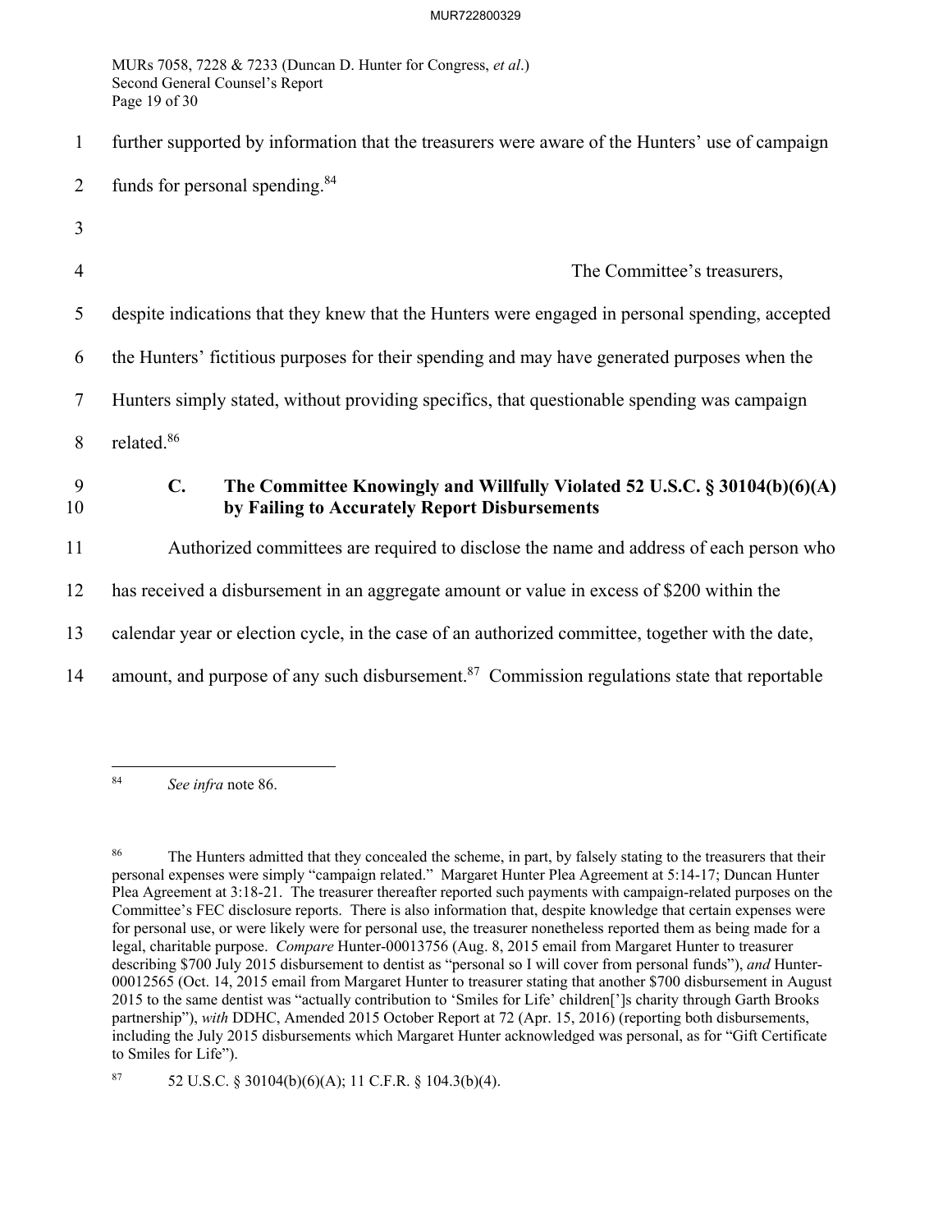further supported by information that the treasurers were aware of the Hunters' use of campaign funds for personal spending.[84]

The Committee's treasurers, despite indications that they knew that the Hunters were engaged in personal spending, accepted the Hunters' fictitious purposes for their spending and may have generated purposes when the Hunters simply stated, without providing specifics, that questionable spending was campaign related.[86]

### C. The Committee Knowingly and Willfully Violated 52 U.S.C. § 30104(b)(6)(A) by Failing to Accurately Report Disbursements

Authorized committees are required to disclose the name and address of each person who has received a disbursement in an aggregate amount or value in excess of $200 within the calendar year or election cycle, in the case of an authorized committee, together with the date, amount, and purpose of any such disbursement.[87] Commission regulations state that reportable

---

[84] *See infra* note 86.

[86] The Hunters admitted that they concealed the scheme, in part, by falsely stating to the treasurers that their personal expenses were simply "campaign related." Margaret Hunter Plea Agreement at 5:14-17; Duncan Hunter Plea Agreement at 3:18-21. The treasurer thereafter reported such payments with campaign-related purposes on the Committee's FEC disclosure reports. There is also information that, despite knowledge that certain expenses were for personal use, or were likely were for personal use, the treasurer nonetheless reported them as being made for a legal, charitable purpose. *Compare* Hunter-00013756 (Aug. 8, 2015 email from Margaret Hunter to treasurer describing $700 July 2015 disbursement to dentist as "personal so I will cover from personal funds"), *and* Hunter-00012565 (Oct. 14, 2015 email from Margaret Hunter to treasurer stating that another $700 disbursement in August 2015 to the same dentist was "actually contribution to 'Smiles for Life' children[']s charity through Garth Brooks partnership"), *with* DDHC, Amended 2015 October Report at 72 (Apr. 15, 2016) (reporting both disbursements, including the July 2015 disbursements which Margaret Hunter acknowledged was personal, as for "Gift Certificate to Smiles for Life").

[87] 52 U.S.C. § 30104(b)(6)(A); 11 C.F.R. § 104.3(b)(4).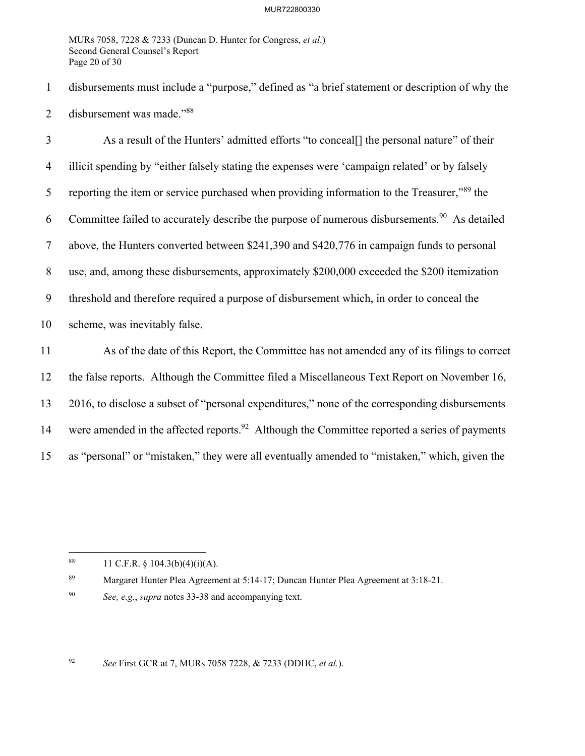disbursements must include a "purpose," defined as "a brief statement or description of why the disbursement was made."[88]

As a result of the Hunters' admitted efforts "to conceal[] the personal nature" of their illicit spending by "either falsely stating the expenses were 'campaign related' or by falsely reporting the item or service purchased when providing information to the Treasurer,"[89] the Committee failed to accurately describe the purpose of numerous disbursements.[90] As detailed above, the Hunters converted between $241,390 and $420,776 in campaign funds to personal use, and, among these disbursements, approximately $200,000 exceeded the $200 itemization threshold and therefore required a purpose of disbursement which, in order to conceal the scheme, was inevitably false.

As of the date of this Report, the Committee has not amended any of its filings to correct the false reports. Although the Committee filed a Miscellaneous Text Report on November 16, 2016, to disclose a subset of "personal expenditures," none of the corresponding disbursements were amended in the affected reports.[92] Although the Committee reported a series of payments as "personal" or "mistaken," they were all eventually amended to "mistaken," which, given the

---

[88] 11 C.F.R. § 104.3(b)(4)(i)(A).

[89] Margaret Hunter Plea Agreement at 5:14-17; Duncan Hunter Plea Agreement at 3:18-21.

[90] *See, e.g.*, *supra* notes 33-38 and accompanying text.

[92] *See* First GCR at 7, MURs 7058 7228, & 7233 (DDHC, *et al.*).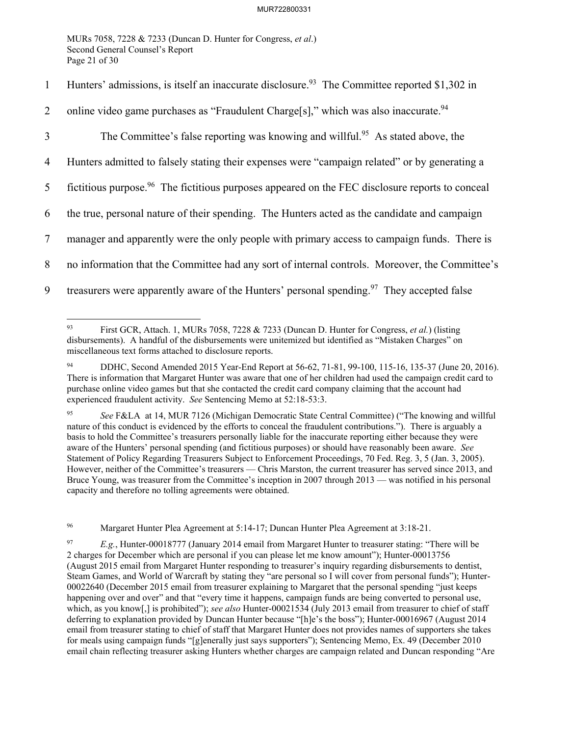Hunters' admissions, is itself an inaccurate disclosure.[93] The Committee reported $1,302 in online video game purchases as "Fraudulent Charge[s]," which was also inaccurate.[94]

The Committee's false reporting was knowing and willful.[95] As stated above, the Hunters admitted to falsely stating their expenses were "campaign related" or by generating a fictitious purpose.[96] The fictitious purposes appeared on the FEC disclosure reports to conceal the true, personal nature of their spending. The Hunters acted as the candidate and campaign manager and apparently were the only people with primary access to campaign funds. There is no information that the Committee had any sort of internal controls. Moreover, the Committee's treasurers were apparently aware of the Hunters' personal spending.[97] They accepted false

---

[93] First GCR, Attach. 1, MURs 7058, 7228 & 7233 (Duncan D. Hunter for Congress, *et al.*) (listing disbursements). A handful of the disbursements were unitemized but identified as "Mistaken Charges" on miscellaneous text forms attached to disclosure reports.

[94] DDHC, Second Amended 2015 Year-End Report at 56-62, 71-81, 99-100, 115-16, 135-37 (June 20, 2016). There is information that Margaret Hunter was aware that one of her children had used the campaign credit card to purchase online video games but that she contacted the credit card company claiming that the account had experienced fraudulent activity. *See* Sentencing Memo at 52:18-53:3.

[95] *See* F&LA at 14, MUR 7126 (Michigan Democratic State Central Committee) ("The knowing and willful nature of this conduct is evidenced by the efforts to conceal the fraudulent contributions."). There is arguably a basis to hold the Committee's treasurers personally liable for the inaccurate reporting either because they were aware of the Hunters' personal spending (and fictitious purposes) or should have reasonably been aware. *See* Statement of Policy Regarding Treasurers Subject to Enforcement Proceedings, 70 Fed. Reg. 3, 5 (Jan. 3, 2005). However, neither of the Committee's treasurers — Chris Marston, the current treasurer has served since 2013, and Bruce Young, was treasurer from the Committee's inception in 2007 through 2013 — was notified in his personal capacity and therefore no tolling agreements were obtained.

[96] Margaret Hunter Plea Agreement at 5:14-17; Duncan Hunter Plea Agreement at 3:18-21.

[97] *E.g.*, Hunter-00018777 (January 2014 email from Margaret Hunter to treasurer stating: "There will be 2 charges for December which are personal if you can please let me know amount"); Hunter-00013756 (August 2015 email from Margaret Hunter responding to treasurer's inquiry regarding disbursements to dentist, Steam Games, and World of Warcraft by stating they "are personal so I will cover from personal funds"); Hunter-00022640 (December 2015 email from treasurer explaining to Margaret that the personal spending "just keeps happening over and over" and that "every time it happens, campaign funds are being converted to personal use, which, as you know[,] is prohibited"); *see also* Hunter-00021534 (July 2013 email from treasurer to chief of staff deferring to explanation provided by Duncan Hunter because "[h]e's the boss"); Hunter-00016967 (August 2014 email from treasurer stating to chief of staff that Margaret Hunter does not provides names of supporters she takes for meals using campaign funds "[g]enerally just says supporters"); Sentencing Memo, Ex. 49 (December 2010 email chain reflecting treasurer asking Hunters whether charges are campaign related and Duncan responding "Are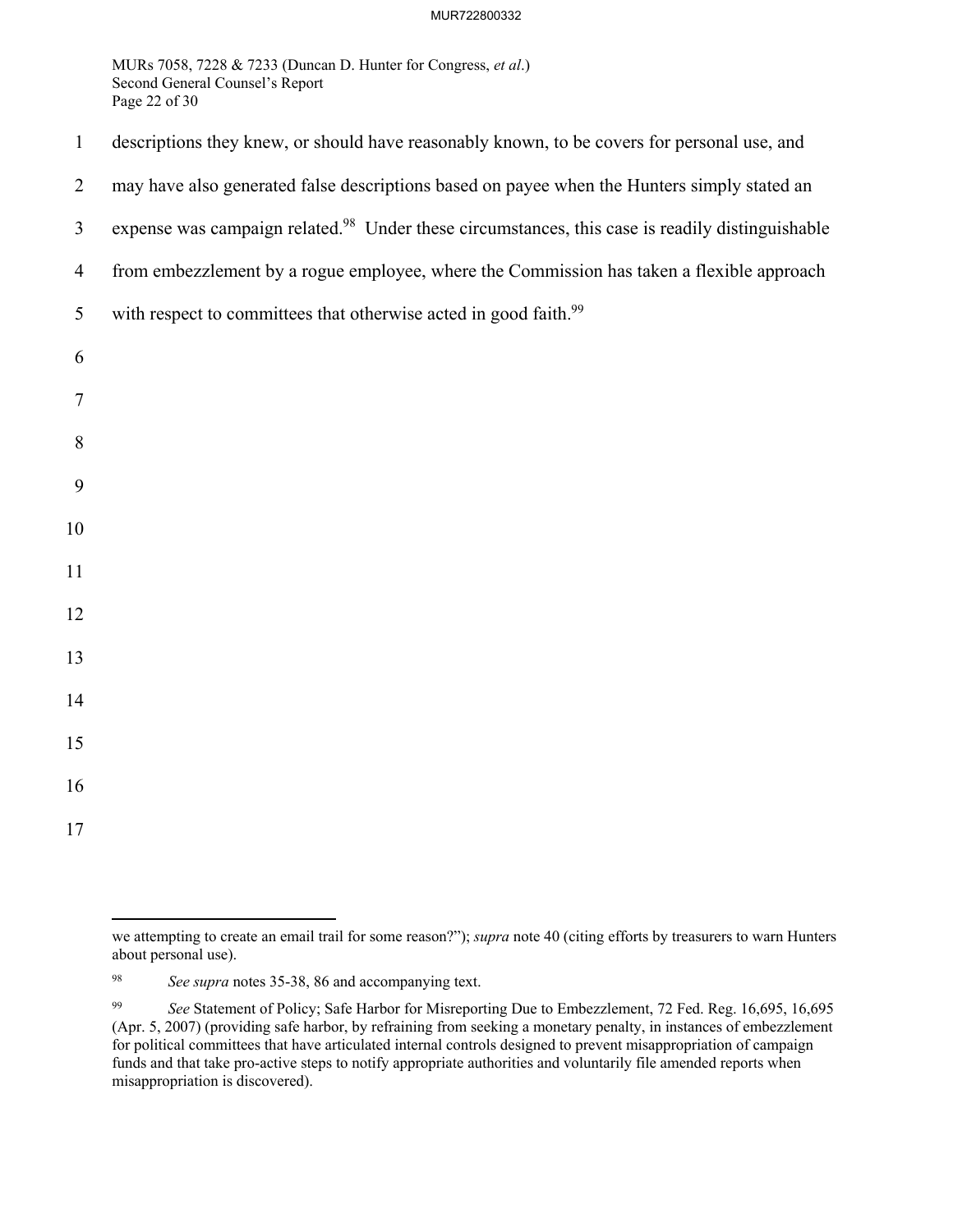descriptions they knew, or should have reasonably known, to be covers for personal use, and may have also generated false descriptions based on payee when the Hunters simply stated an expense was campaign related.[98] Under these circumstances, this case is readily distinguishable from embezzlement by a rogue employee, where the Commission has taken a flexible approach with respect to committees that otherwise acted in good faith.[99]

---

we attempting to create an email trail for some reason?"); *supra* note 40 (citing efforts by treasurers to warn Hunters about personal use).

[98] *See supra* notes 35-38, 86 and accompanying text.

[99] *See* Statement of Policy; Safe Harbor for Misreporting Due to Embezzlement, 72 Fed. Reg. 16,695, 16,695 (Apr. 5, 2007) (providing safe harbor, by refraining from seeking a monetary penalty, in instances of embezzlement for political committees that have articulated internal controls designed to prevent misappropriation of campaign funds and that take pro-active steps to notify appropriate authorities and voluntarily file amended reports when misappropriation is discovered).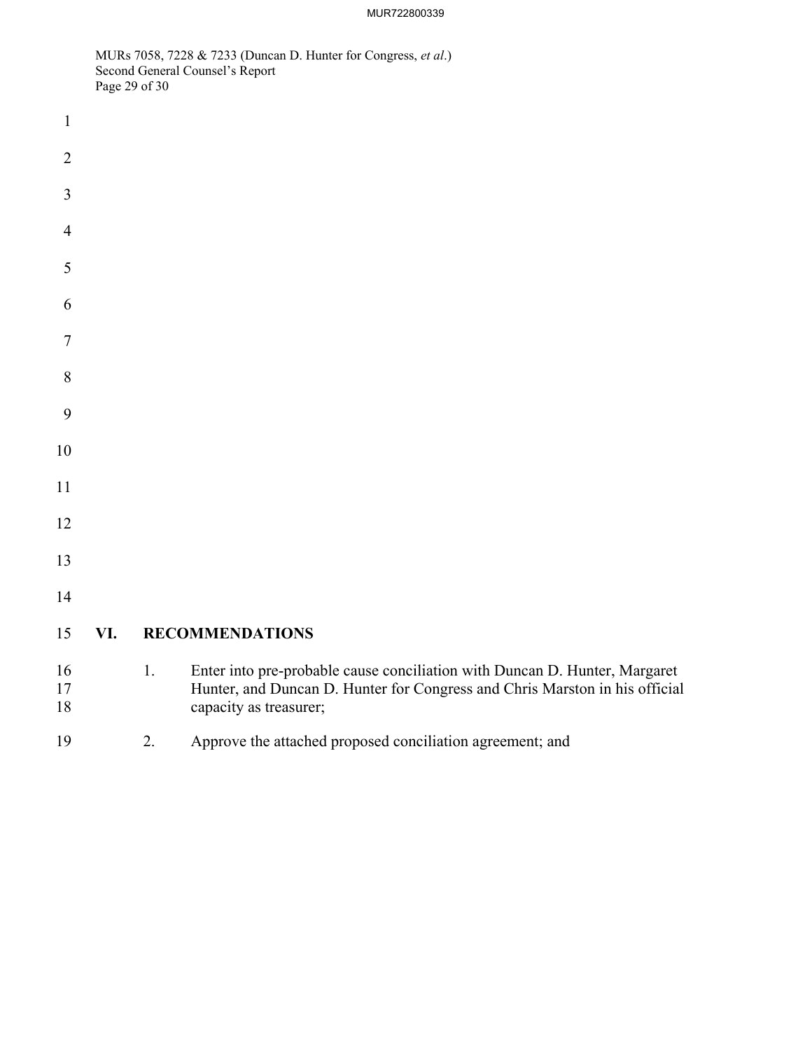## VI. RECOMMENDATIONS

1. Enter into pre-probable cause conciliation with Duncan D. Hunter, Margaret Hunter, and Duncan D. Hunter for Congress and Chris Marston in his official capacity as treasurer;

2. Approve the attached proposed conciliation agreement; and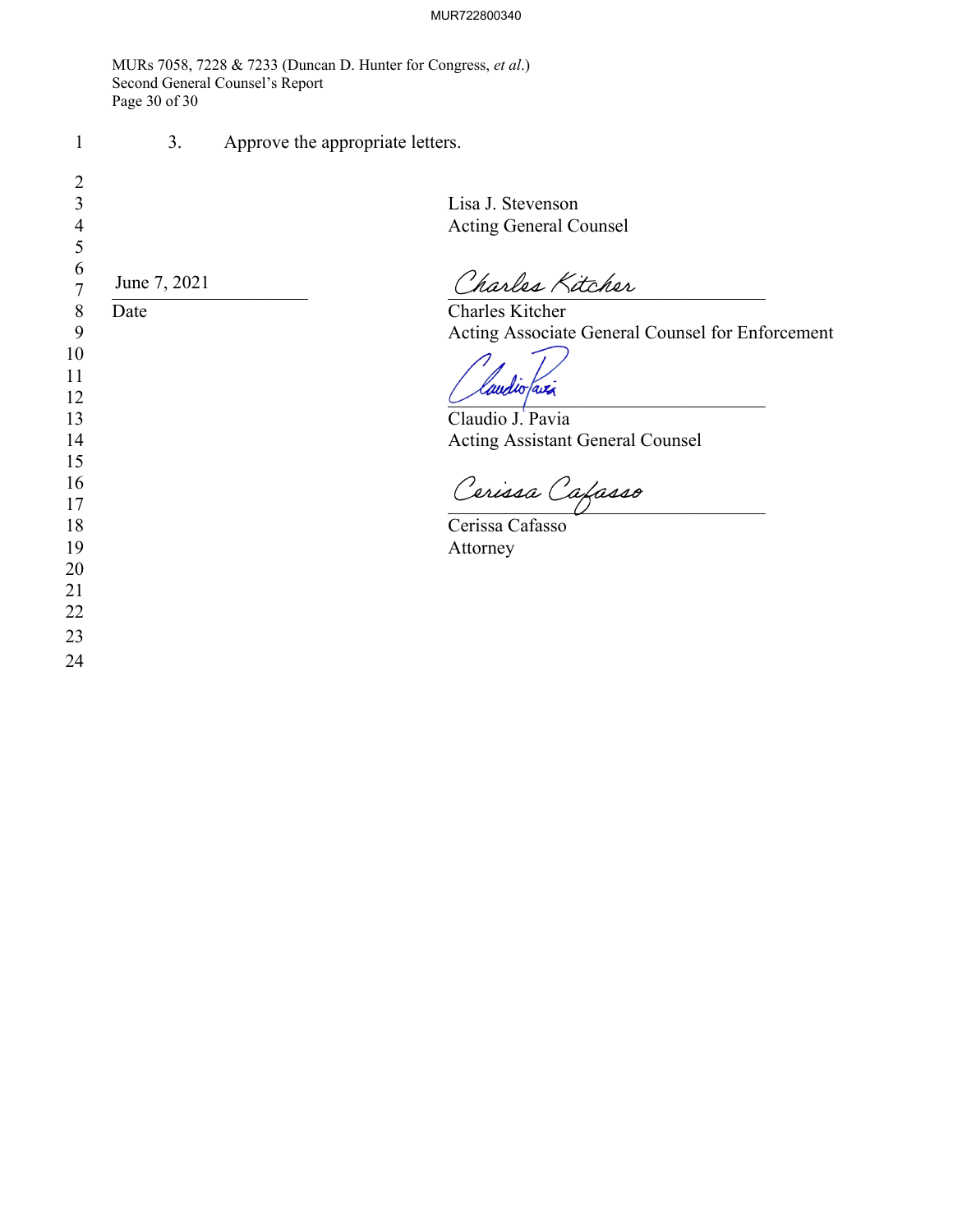3. Approve the appropriate letters.

Lisa J. Stevenson
Acting General Counsel

June 7, 2021
Date

Charles Kitcher
Charles Kitcher
Acting Associate General Counsel for Enforcement

Claudio Pavia
Claudio J. Pavia
Acting Assistant General Counsel

Cerissa Cafasso
Cerissa Cafasso
Attorney